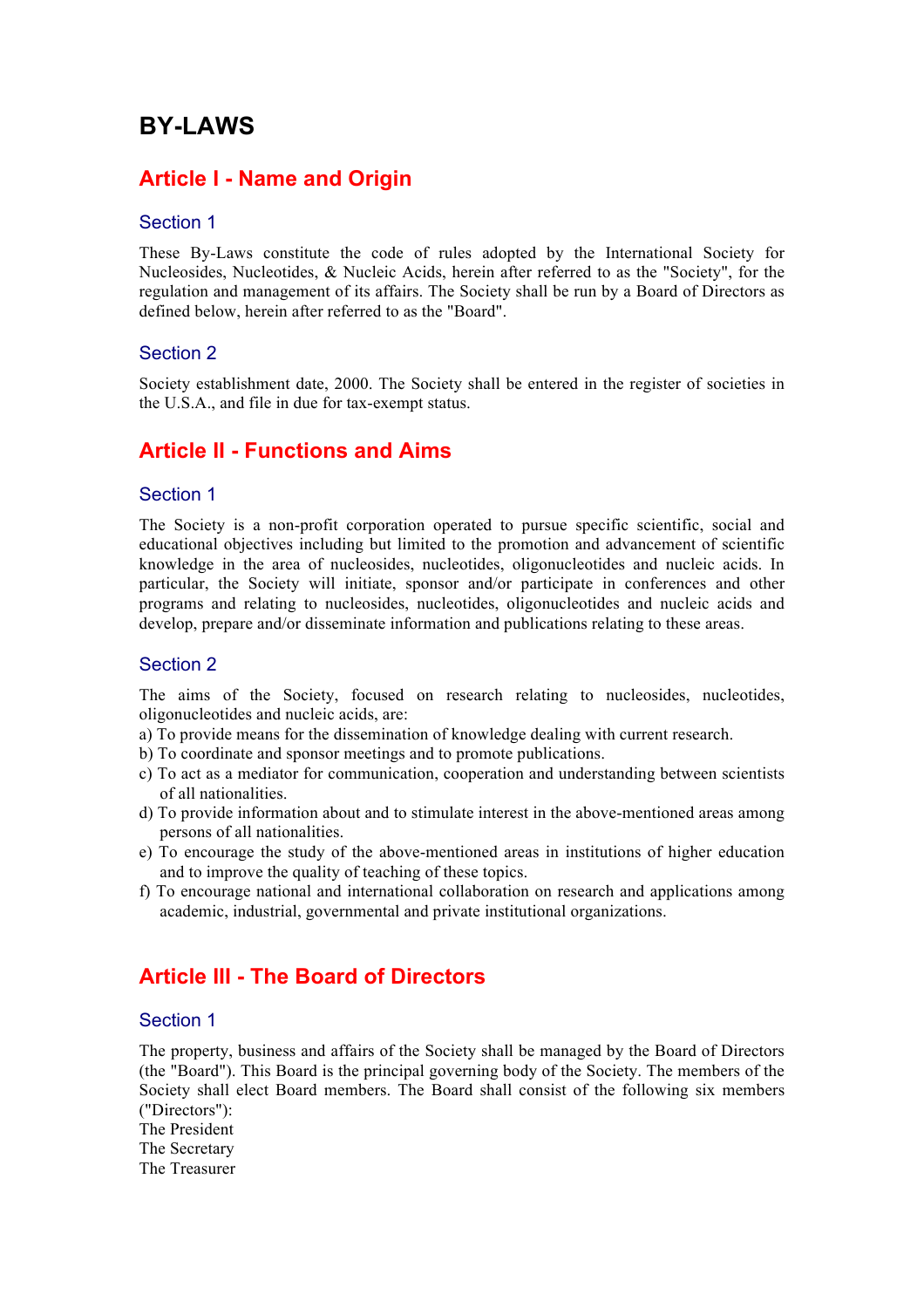# BY-LAWS

## Article I - Name and Origin

### Section 1

These By-Laws constitute the code of rules adopted by the International Society for Nucleosides, Nucleotides, & Nucleic Acids, herein after referred to as the "Society", for the regulation and management of its affairs. The Society shall be run by a Board of Directors as defined below, herein after referred to as the "Board".

### Section 2

Society establishment date, 2000. The Society shall be entered in the register of societies in the U.S.A., and file in due for tax-exempt status.

## Article II - Functions and Aims

### Section 1

The Society is a non-profit corporation operated to pursue specific scientific, social and educational objectives including but limited to the promotion and advancement of scientific knowledge in the area of nucleosides, nucleotides, oligonucleotides and nucleic acids. In particular, the Society will initiate, sponsor and/or participate in conferences and other programs and relating to nucleosides, nucleotides, oligonucleotides and nucleic acids and develop, prepare and/or disseminate information and publications relating to these areas.

### Section 2

The aims of the Society, focused on research relating to nucleosides, nucleotides, oligonucleotides and nucleic acids, are:

a) To provide means for the dissemination of knowledge dealing with current research.
b) To coordinate and sponsor meetings and to promote publications.
c) To act as a mediator for communication, cooperation and understanding between scientists of all nationalities.
d) To provide information about and to stimulate interest in the above-mentioned areas among persons of all nationalities.
e) To encourage the study of the above-mentioned areas in institutions of higher education and to improve the quality of teaching of these topics.
f) To encourage national and international collaboration on research and applications among academic, industrial, governmental and private institutional organizations.

## Article III - The Board of Directors

### Section 1

The property, business and affairs of the Society shall be managed by the Board of Directors (the "Board"). This Board is the principal governing body of the Society. The members of the Society shall elect Board members. The Board shall consist of the following six members ("Directors"):

The President
The Secretary
The Treasurer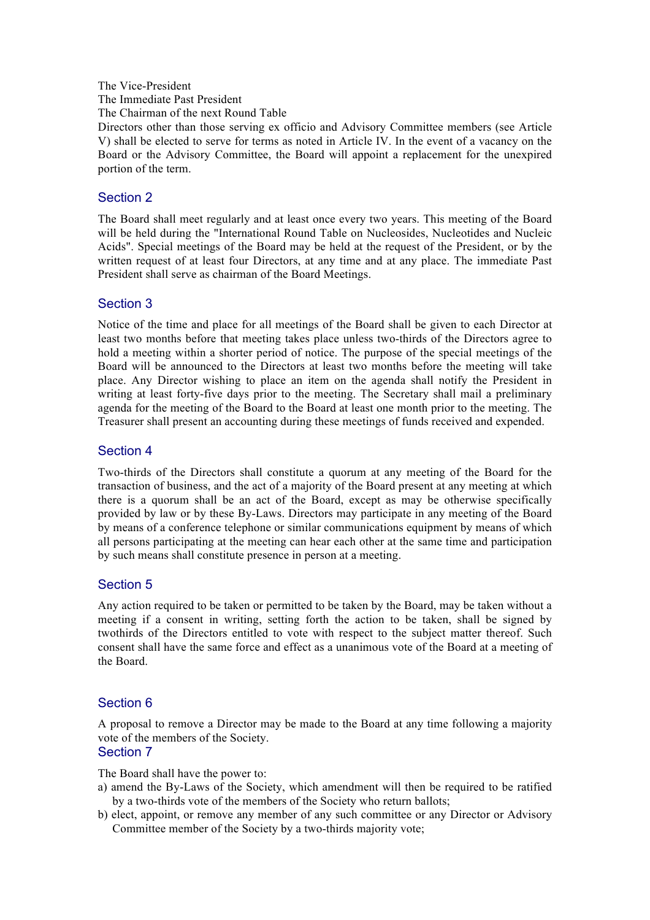The Vice-President
The Immediate Past President
The Chairman of the next Round Table
Directors other than those serving ex officio and Advisory Committee members (see Article V) shall be elected to serve for terms as noted in Article IV. In the event of a vacancy on the Board or the Advisory Committee, the Board will appoint a replacement for the unexpired portion of the term.

## Section 2

The Board shall meet regularly and at least once every two years. This meeting of the Board will be held during the "International Round Table on Nucleosides, Nucleotides and Nucleic Acids". Special meetings of the Board may be held at the request of the President, or by the written request of at least four Directors, at any time and at any place. The immediate Past President shall serve as chairman of the Board Meetings.

## Section 3

Notice of the time and place for all meetings of the Board shall be given to each Director at least two months before that meeting takes place unless two-thirds of the Directors agree to hold a meeting within a shorter period of notice. The purpose of the special meetings of the Board will be announced to the Directors at least two months before the meeting will take place. Any Director wishing to place an item on the agenda shall notify the President in writing at least forty-five days prior to the meeting. The Secretary shall mail a preliminary agenda for the meeting of the Board to the Board at least one month prior to the meeting. The Treasurer shall present an accounting during these meetings of funds received and expended.

## Section 4

Two-thirds of the Directors shall constitute a quorum at any meeting of the Board for the transaction of business, and the act of a majority of the Board present at any meeting at which there is a quorum shall be an act of the Board, except as may be otherwise specifically provided by law or by these By-Laws. Directors may participate in any meeting of the Board by means of a conference telephone or similar communications equipment by means of which all persons participating at the meeting can hear each other at the same time and participation by such means shall constitute presence in person at a meeting.

## Section 5

Any action required to be taken or permitted to be taken by the Board, may be taken without a meeting if a consent in writing, setting forth the action to be taken, shall be signed by twothirds of the Directors entitled to vote with respect to the subject matter thereof. Such consent shall have the same force and effect as a unanimous vote of the Board at a meeting of the Board.

## Section 6

A proposal to remove a Director may be made to the Board at any time following a majority vote of the members of the Society.

## Section 7

The Board shall have the power to:

a) amend the By-Laws of the Society, which amendment will then be required to be ratified by a two-thirds vote of the members of the Society who return ballots;
b) elect, appoint, or remove any member of any such committee or any Director or Advisory Committee member of the Society by a two-thirds majority vote;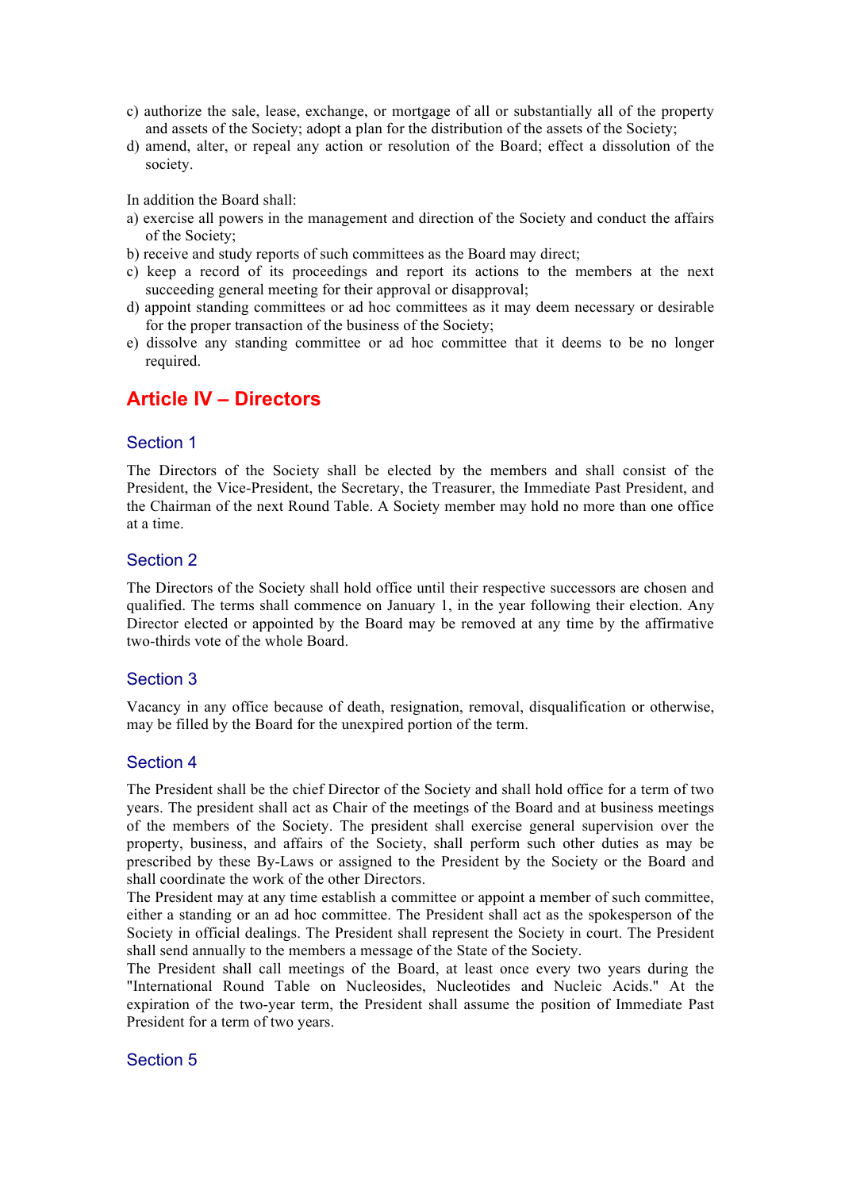c) authorize the sale, lease, exchange, or mortgage of all or substantially all of the property and assets of the Society; adopt a plan for the distribution of the assets of the Society;
d) amend, alter, or repeal any action or resolution of the Board; effect a dissolution of the society.

In addition the Board shall:

a) exercise all powers in the management and direction of the Society and conduct the affairs of the Society;
b) receive and study reports of such committees as the Board may direct;
c) keep a record of its proceedings and report its actions to the members at the next succeeding general meeting for their approval or disapproval;
d) appoint standing committees or ad hoc committees as it may deem necessary or desirable for the proper transaction of the business of the Society;
e) dissolve any standing committee or ad hoc committee that it deems to be no longer required.

## Article IV – Directors

### Section 1

The Directors of the Society shall be elected by the members and shall consist of the President, the Vice-President, the Secretary, the Treasurer, the Immediate Past President, and the Chairman of the next Round Table. A Society member may hold no more than one office at a time.

### Section 2

The Directors of the Society shall hold office until their respective successors are chosen and qualified. The terms shall commence on January 1, in the year following their election. Any Director elected or appointed by the Board may be removed at any time by the affirmative two-thirds vote of the whole Board.

### Section 3

Vacancy in any office because of death, resignation, removal, disqualification or otherwise, may be filled by the Board for the unexpired portion of the term.

### Section 4

The President shall be the chief Director of the Society and shall hold office for a term of two years. The president shall act as Chair of the meetings of the Board and at business meetings of the members of the Society. The president shall exercise general supervision over the property, business, and affairs of the Society, shall perform such other duties as may be prescribed by these By-Laws or assigned to the President by the Society or the Board and shall coordinate the work of the other Directors.

The President may at any time establish a committee or appoint a member of such committee, either a standing or an ad hoc committee. The President shall act as the spokesperson of the Society in official dealings. The President shall represent the Society in court. The President shall send annually to the members a message of the State of the Society.

The President shall call meetings of the Board, at least once every two years during the "International Round Table on Nucleosides, Nucleotides and Nucleic Acids." At the expiration of the two-year term, the President shall assume the position of Immediate Past President for a term of two years.

### Section 5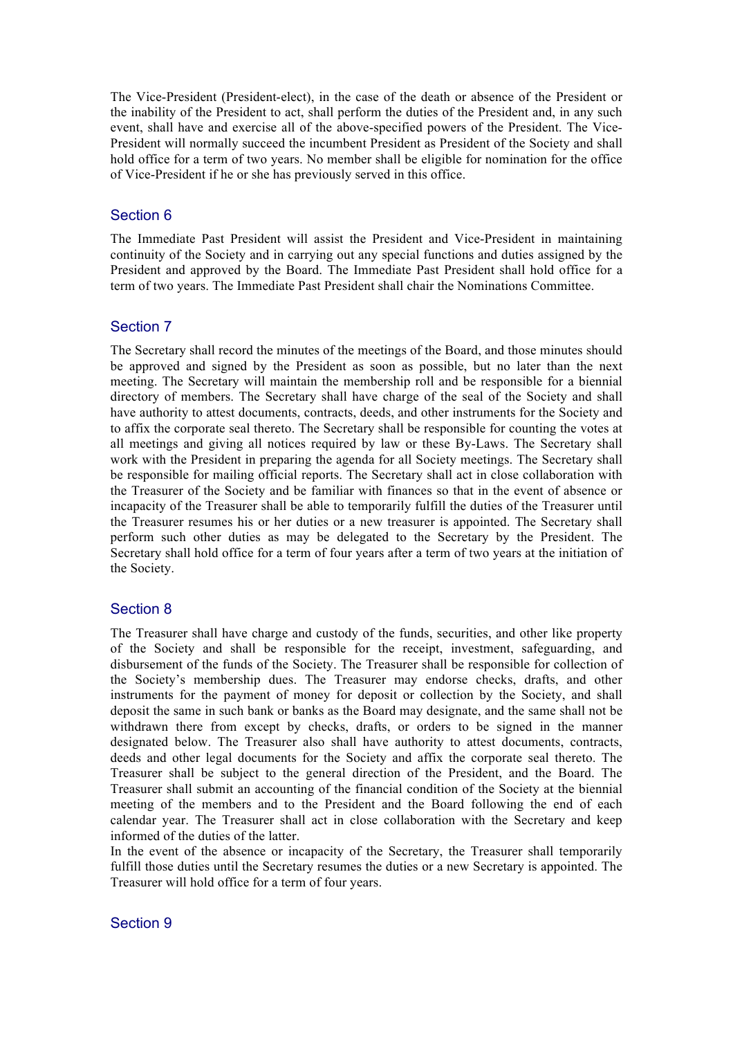The Vice-President (President-elect), in the case of the death or absence of the President or the inability of the President to act, shall perform the duties of the President and, in any such event, shall have and exercise all of the above-specified powers of the President. The Vice-President will normally succeed the incumbent President as President of the Society and shall hold office for a term of two years. No member shall be eligible for nomination for the office of Vice-President if he or she has previously served in this office.

## Section 6

The Immediate Past President will assist the President and Vice-President in maintaining continuity of the Society and in carrying out any special functions and duties assigned by the President and approved by the Board. The Immediate Past President shall hold office for a term of two years. The Immediate Past President shall chair the Nominations Committee.

## Section 7

The Secretary shall record the minutes of the meetings of the Board, and those minutes should be approved and signed by the President as soon as possible, but no later than the next meeting. The Secretary will maintain the membership roll and be responsible for a biennial directory of members. The Secretary shall have charge of the seal of the Society and shall have authority to attest documents, contracts, deeds, and other instruments for the Society and to affix the corporate seal thereto. The Secretary shall be responsible for counting the votes at all meetings and giving all notices required by law or these By-Laws. The Secretary shall work with the President in preparing the agenda for all Society meetings. The Secretary shall be responsible for mailing official reports. The Secretary shall act in close collaboration with the Treasurer of the Society and be familiar with finances so that in the event of absence or incapacity of the Treasurer shall be able to temporarily fulfill the duties of the Treasurer until the Treasurer resumes his or her duties or a new treasurer is appointed. The Secretary shall perform such other duties as may be delegated to the Secretary by the President. The Secretary shall hold office for a term of four years after a term of two years at the initiation of the Society.

## Section 8

The Treasurer shall have charge and custody of the funds, securities, and other like property of the Society and shall be responsible for the receipt, investment, safeguarding, and disbursement of the funds of the Society. The Treasurer shall be responsible for collection of the Society's membership dues. The Treasurer may endorse checks, drafts, and other instruments for the payment of money for deposit or collection by the Society, and shall deposit the same in such bank or banks as the Board may designate, and the same shall not be withdrawn there from except by checks, drafts, or orders to be signed in the manner designated below. The Treasurer also shall have authority to attest documents, contracts, deeds and other legal documents for the Society and affix the corporate seal thereto. The Treasurer shall be subject to the general direction of the President, and the Board. The Treasurer shall submit an accounting of the financial condition of the Society at the biennial meeting of the members and to the President and the Board following the end of each calendar year. The Treasurer shall act in close collaboration with the Secretary and keep informed of the duties of the latter.

In the event of the absence or incapacity of the Secretary, the Treasurer shall temporarily fulfill those duties until the Secretary resumes the duties or a new Secretary is appointed. The Treasurer will hold office for a term of four years.

## Section 9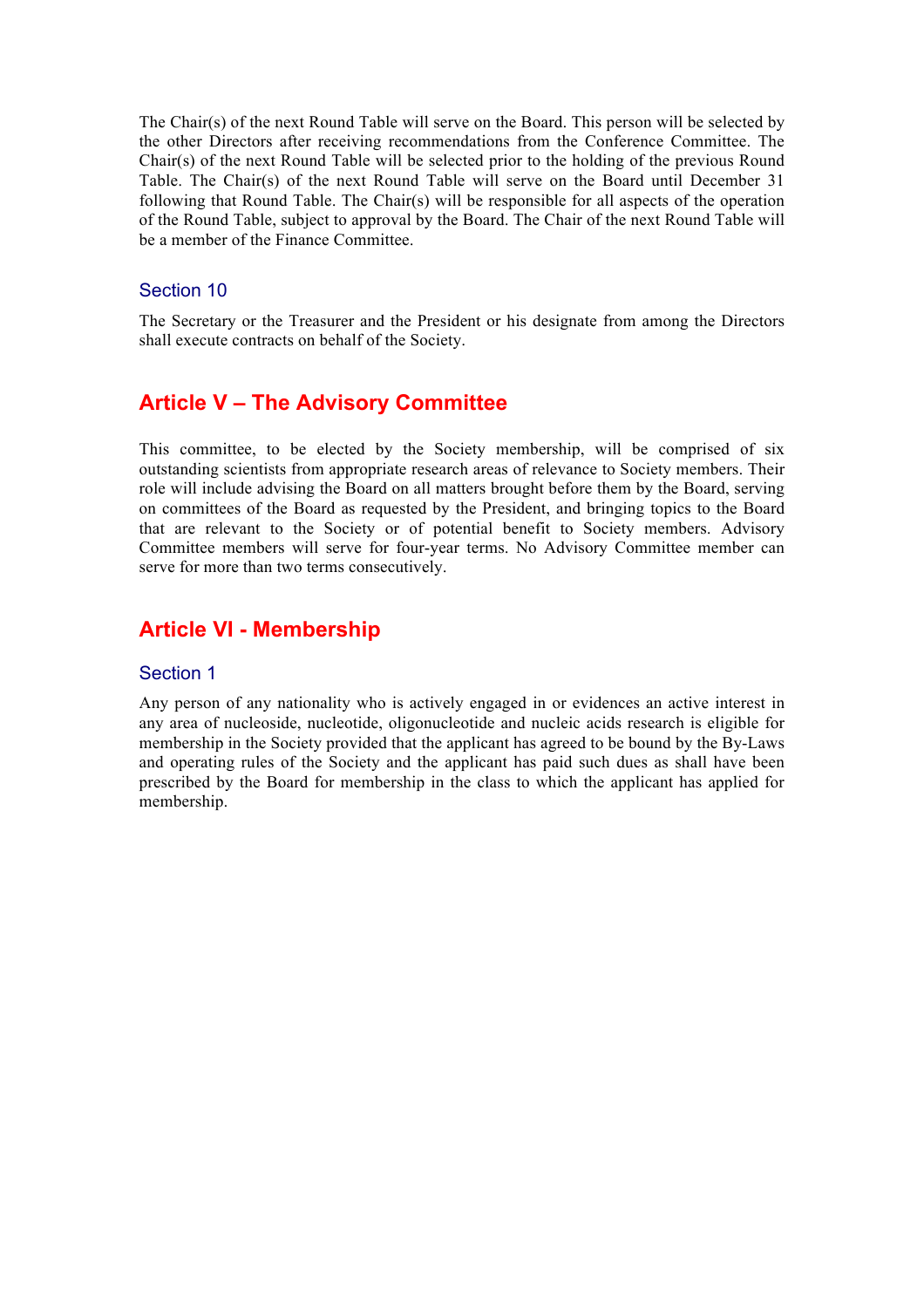The Chair(s) of the next Round Table will serve on the Board. This person will be selected by the other Directors after receiving recommendations from the Conference Committee. The Chair(s) of the next Round Table will be selected prior to the holding of the previous Round Table. The Chair(s) of the next Round Table will serve on the Board until December 31 following that Round Table. The Chair(s) will be responsible for all aspects of the operation of the Round Table, subject to approval by the Board. The Chair of the next Round Table will be a member of the Finance Committee.

### Section 10

The Secretary or the Treasurer and the President or his designate from among the Directors shall execute contracts on behalf of the Society.

## Article V – The Advisory Committee

This committee, to be elected by the Society membership, will be comprised of six outstanding scientists from appropriate research areas of relevance to Society members. Their role will include advising the Board on all matters brought before them by the Board, serving on committees of the Board as requested by the President, and bringing topics to the Board that are relevant to the Society or of potential benefit to Society members. Advisory Committee members will serve for four-year terms. No Advisory Committee member can serve for more than two terms consecutively.

## Article VI - Membership

### Section 1

Any person of any nationality who is actively engaged in or evidences an active interest in any area of nucleoside, nucleotide, oligonucleotide and nucleic acids research is eligible for membership in the Society provided that the applicant has agreed to be bound by the By-Laws and operating rules of the Society and the applicant has paid such dues as shall have been prescribed by the Board for membership in the class to which the applicant has applied for membership.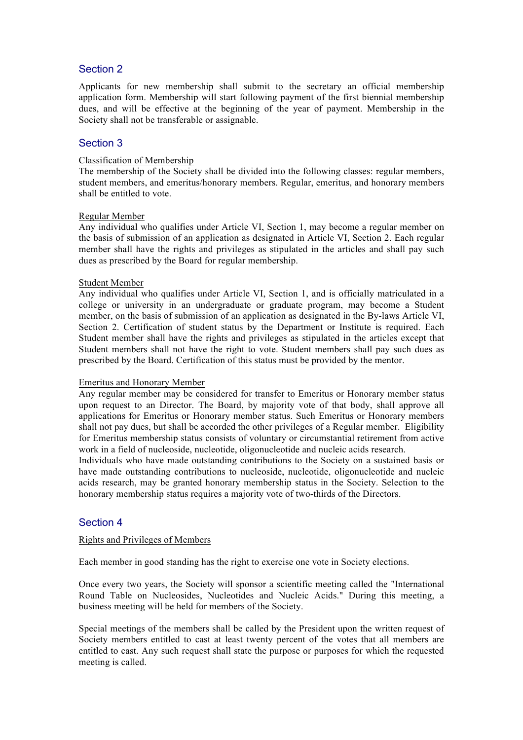## Section 2

Applicants for new membership shall submit to the secretary an official membership application form. Membership will start following payment of the first biennial membership dues, and will be effective at the beginning of the year of payment. Membership in the Society shall not be transferable or assignable.

## Section 3

<u>Classification of Membership</u>

The membership of the Society shall be divided into the following classes: regular members, student members, and emeritus/honorary members. Regular, emeritus, and honorary members shall be entitled to vote.

<u>Regular Member</u>

Any individual who qualifies under Article VI, Section 1, may become a regular member on the basis of submission of an application as designated in Article VI, Section 2. Each regular member shall have the rights and privileges as stipulated in the articles and shall pay such dues as prescribed by the Board for regular membership.

<u>Student Member</u>

Any individual who qualifies under Article VI, Section 1, and is officially matriculated in a college or university in an undergraduate or graduate program, may become a Student member, on the basis of submission of an application as designated in the By-laws Article VI, Section 2. Certification of student status by the Department or Institute is required. Each Student member shall have the rights and privileges as stipulated in the articles except that Student members shall not have the right to vote. Student members shall pay such dues as prescribed by the Board. Certification of this status must be provided by the mentor.

<u>Emeritus and Honorary Member</u>

Any regular member may be considered for transfer to Emeritus or Honorary member status upon request to an Director. The Board, by majority vote of that body, shall approve all applications for Emeritus or Honorary member status. Such Emeritus or Honorary members shall not pay dues, but shall be accorded the other privileges of a Regular member. Eligibility for Emeritus membership status consists of voluntary or circumstantial retirement from active work in a field of nucleoside, nucleotide, oligonucleotide and nucleic acids research.
Individuals who have made outstanding contributions to the Society on a sustained basis or have made outstanding contributions to nucleoside, nucleotide, oligonucleotide and nucleic acids research, may be granted honorary membership status in the Society. Selection to the honorary membership status requires a majority vote of two-thirds of the Directors.

## Section 4

<u>Rights and Privileges of Members</u>

Each member in good standing has the right to exercise one vote in Society elections.

Once every two years, the Society will sponsor a scientific meeting called the "International Round Table on Nucleosides, Nucleotides and Nucleic Acids." During this meeting, a business meeting will be held for members of the Society.

Special meetings of the members shall be called by the President upon the written request of Society members entitled to cast at least twenty percent of the votes that all members are entitled to cast. Any such request shall state the purpose or purposes for which the requested meeting is called.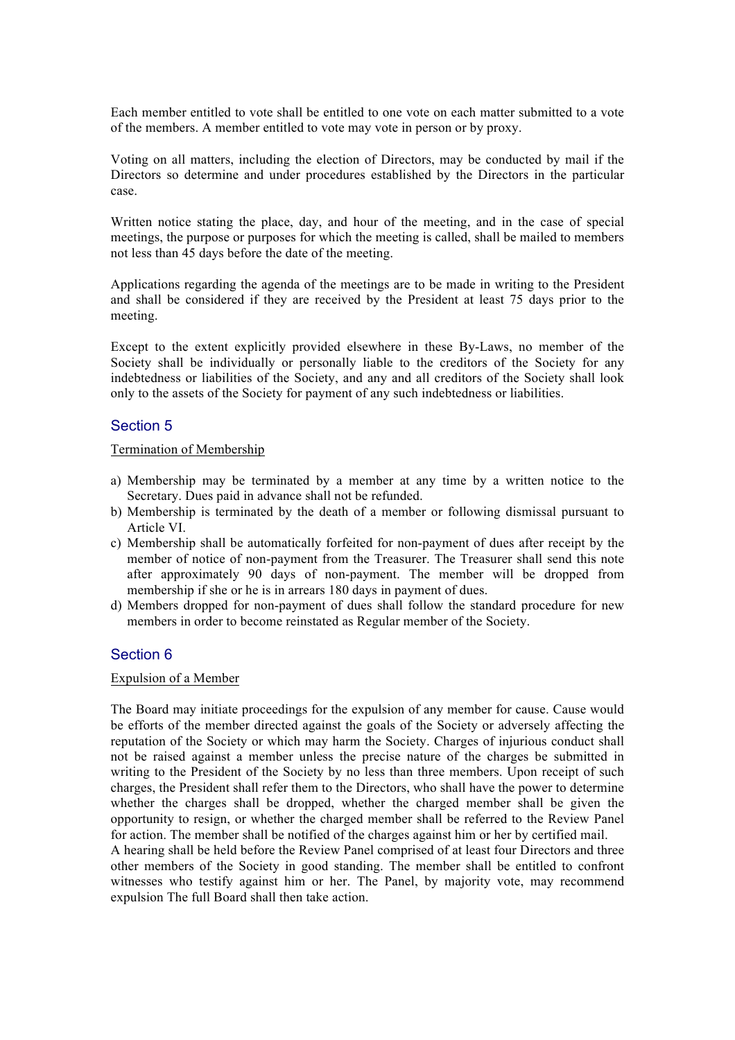Each member entitled to vote shall be entitled to one vote on each matter submitted to a vote of the members. A member entitled to vote may vote in person or by proxy.

Voting on all matters, including the election of Directors, may be conducted by mail if the Directors so determine and under procedures established by the Directors in the particular case.

Written notice stating the place, day, and hour of the meeting, and in the case of special meetings, the purpose or purposes for which the meeting is called, shall be mailed to members not less than 45 days before the date of the meeting.

Applications regarding the agenda of the meetings are to be made in writing to the President and shall be considered if they are received by the President at least 75 days prior to the meeting.

Except to the extent explicitly provided elsewhere in these By-Laws, no member of the Society shall be individually or personally liable to the creditors of the Society for any indebtedness or liabilities of the Society, and any and all creditors of the Society shall look only to the assets of the Society for payment of any such indebtedness or liabilities.

## Section 5

Termination of Membership

a) Membership may be terminated by a member at any time by a written notice to the Secretary. Dues paid in advance shall not be refunded.
b) Membership is terminated by the death of a member or following dismissal pursuant to Article VI.
c) Membership shall be automatically forfeited for non-payment of dues after receipt by the member of notice of non-payment from the Treasurer. The Treasurer shall send this note after approximately 90 days of non-payment. The member will be dropped from membership if she or he is in arrears 180 days in payment of dues.
d) Members dropped for non-payment of dues shall follow the standard procedure for new members in order to become reinstated as Regular member of the Society.

## Section 6

Expulsion of a Member

The Board may initiate proceedings for the expulsion of any member for cause. Cause would be efforts of the member directed against the goals of the Society or adversely affecting the reputation of the Society or which may harm the Society. Charges of injurious conduct shall not be raised against a member unless the precise nature of the charges be submitted in writing to the President of the Society by no less than three members. Upon receipt of such charges, the President shall refer them to the Directors, who shall have the power to determine whether the charges shall be dropped, whether the charged member shall be given the opportunity to resign, or whether the charged member shall be referred to the Review Panel for action. The member shall be notified of the charges against him or her by certified mail.
A hearing shall be held before the Review Panel comprised of at least four Directors and three other members of the Society in good standing. The member shall be entitled to confront witnesses who testify against him or her. The Panel, by majority vote, may recommend expulsion The full Board shall then take action.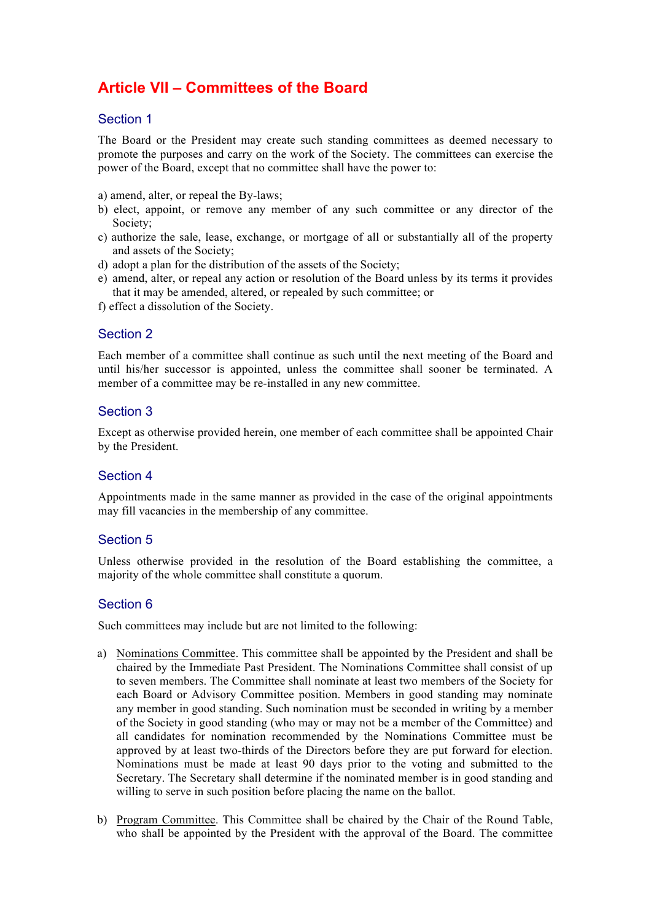## Article VII – Committees of the Board

### Section 1

The Board or the President may create such standing committees as deemed necessary to promote the purposes and carry on the work of the Society. The committees can exercise the power of the Board, except that no committee shall have the power to:

a) amend, alter, or repeal the By-laws;
b) elect, appoint, or remove any member of any such committee or any director of the Society;
c) authorize the sale, lease, exchange, or mortgage of all or substantially all of the property and assets of the Society;
d) adopt a plan for the distribution of the assets of the Society;
e) amend, alter, or repeal any action or resolution of the Board unless by its terms it provides that it may be amended, altered, or repealed by such committee; or
f) effect a dissolution of the Society.

### Section 2

Each member of a committee shall continue as such until the next meeting of the Board and until his/her successor is appointed, unless the committee shall sooner be terminated. A member of a committee may be re-installed in any new committee.

### Section 3

Except as otherwise provided herein, one member of each committee shall be appointed Chair by the President.

### Section 4

Appointments made in the same manner as provided in the case of the original appointments may fill vacancies in the membership of any committee.

### Section 5

Unless otherwise provided in the resolution of the Board establishing the committee, a majority of the whole committee shall constitute a quorum.

### Section 6

Such committees may include but are not limited to the following:

a) Nominations Committee. This committee shall be appointed by the President and shall be chaired by the Immediate Past President. The Nominations Committee shall consist of up to seven members. The Committee shall nominate at least two members of the Society for each Board or Advisory Committee position. Members in good standing may nominate any member in good standing. Such nomination must be seconded in writing by a member of the Society in good standing (who may or may not be a member of the Committee) and all candidates for nomination recommended by the Nominations Committee must be approved by at least two-thirds of the Directors before they are put forward for election. Nominations must be made at least 90 days prior to the voting and submitted to the Secretary. The Secretary shall determine if the nominated member is in good standing and willing to serve in such position before placing the name on the ballot.

b) Program Committee. This Committee shall be chaired by the Chair of the Round Table, who shall be appointed by the President with the approval of the Board. The committee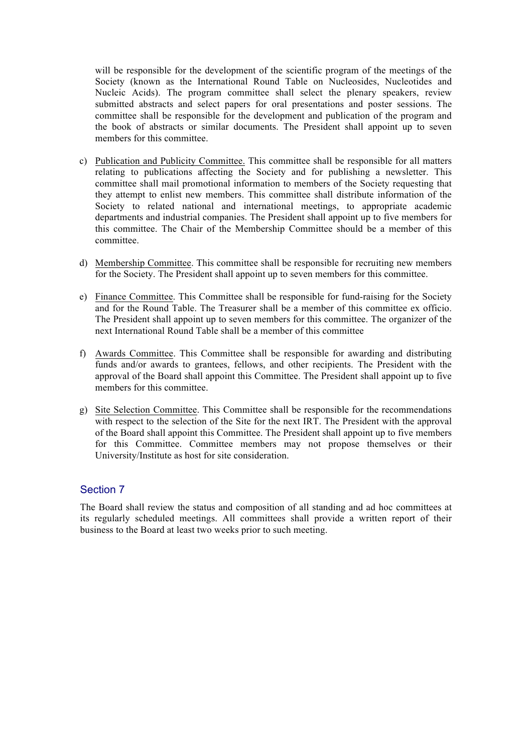will be responsible for the development of the scientific program of the meetings of the Society (known as the International Round Table on Nucleosides, Nucleotides and Nucleic Acids). The program committee shall select the plenary speakers, review submitted abstracts and select papers for oral presentations and poster sessions. The committee shall be responsible for the development and publication of the program and the book of abstracts or similar documents. The President shall appoint up to seven members for this committee.

c) Publication and Publicity Committee. This committee shall be responsible for all matters relating to publications affecting the Society and for publishing a newsletter. This committee shall mail promotional information to members of the Society requesting that they attempt to enlist new members. This committee shall distribute information of the Society to related national and international meetings, to appropriate academic departments and industrial companies. The President shall appoint up to five members for this committee. The Chair of the Membership Committee should be a member of this committee.

d) Membership Committee. This committee shall be responsible for recruiting new members for the Society. The President shall appoint up to seven members for this committee.

e) Finance Committee. This Committee shall be responsible for fund-raising for the Society and for the Round Table. The Treasurer shall be a member of this committee ex officio. The President shall appoint up to seven members for this committee. The organizer of the next International Round Table shall be a member of this committee

f) Awards Committee. This Committee shall be responsible for awarding and distributing funds and/or awards to grantees, fellows, and other recipients. The President with the approval of the Board shall appoint this Committee. The President shall appoint up to five members for this committee.

g) Site Selection Committee. This Committee shall be responsible for the recommendations with respect to the selection of the Site for the next IRT. The President with the approval of the Board shall appoint this Committee. The President shall appoint up to five members for this Committee. Committee members may not propose themselves or their University/Institute as host for site consideration.

## Section 7

The Board shall review the status and composition of all standing and ad hoc committees at its regularly scheduled meetings. All committees shall provide a written report of their business to the Board at least two weeks prior to such meeting.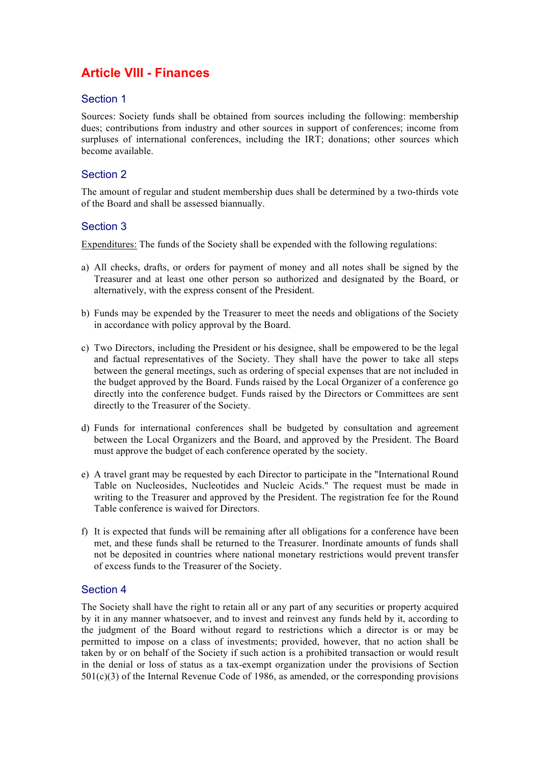## Article VIII - Finances

### Section 1

Sources: Society funds shall be obtained from sources including the following: membership dues; contributions from industry and other sources in support of conferences; income from surpluses of international conferences, including the IRT; donations; other sources which become available.

### Section 2

The amount of regular and student membership dues shall be determined by a two-thirds vote of the Board and shall be assessed biannually.

### Section 3

Expenditures: The funds of the Society shall be expended with the following regulations:

a) All checks, drafts, or orders for payment of money and all notes shall be signed by the Treasurer and at least one other person so authorized and designated by the Board, or alternatively, with the express consent of the President.

b) Funds may be expended by the Treasurer to meet the needs and obligations of the Society in accordance with policy approval by the Board.

c) Two Directors, including the President or his designee, shall be empowered to be the legal and factual representatives of the Society. They shall have the power to take all steps between the general meetings, such as ordering of special expenses that are not included in the budget approved by the Board. Funds raised by the Local Organizer of a conference go directly into the conference budget. Funds raised by the Directors or Committees are sent directly to the Treasurer of the Society.

d) Funds for international conferences shall be budgeted by consultation and agreement between the Local Organizers and the Board, and approved by the President. The Board must approve the budget of each conference operated by the society.

e) A travel grant may be requested by each Director to participate in the "International Round Table on Nucleosides, Nucleotides and Nucleic Acids." The request must be made in writing to the Treasurer and approved by the President. The registration fee for the Round Table conference is waived for Directors.

f) It is expected that funds will be remaining after all obligations for a conference have been met, and these funds shall be returned to the Treasurer. Inordinate amounts of funds shall not be deposited in countries where national monetary restrictions would prevent transfer of excess funds to the Treasurer of the Society.

### Section 4

The Society shall have the right to retain all or any part of any securities or property acquired by it in any manner whatsoever, and to invest and reinvest any funds held by it, according to the judgment of the Board without regard to restrictions which a director is or may be permitted to impose on a class of investments; provided, however, that no action shall be taken by or on behalf of the Society if such action is a prohibited transaction or would result in the denial or loss of status as a tax-exempt organization under the provisions of Section 501(c)(3) of the Internal Revenue Code of 1986, as amended, or the corresponding provisions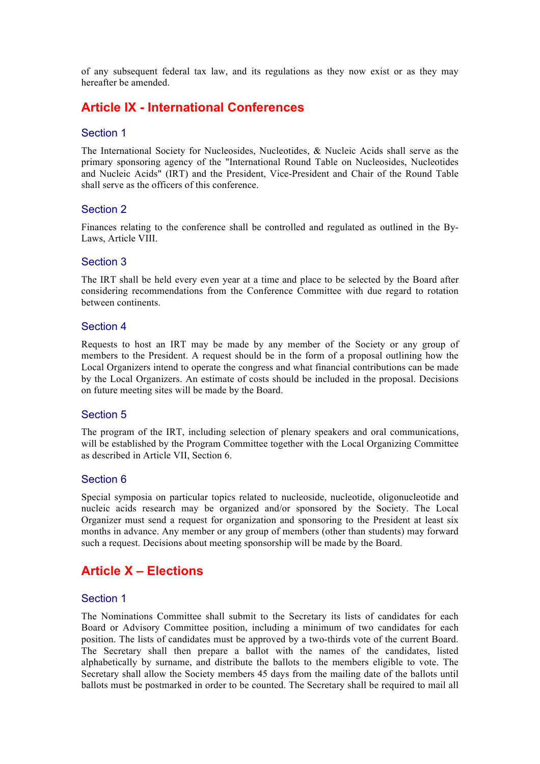of any subsequent federal tax law, and its regulations as they now exist or as they may hereafter be amended.

## Article IX - International Conferences

### Section 1

The International Society for Nucleosides, Nucleotides, & Nucleic Acids shall serve as the primary sponsoring agency of the "International Round Table on Nucleosides, Nucleotides and Nucleic Acids" (IRT) and the President, Vice-President and Chair of the Round Table shall serve as the officers of this conference.

### Section 2

Finances relating to the conference shall be controlled and regulated as outlined in the By-Laws, Article VIII.

### Section 3

The IRT shall be held every even year at a time and place to be selected by the Board after considering recommendations from the Conference Committee with due regard to rotation between continents.

### Section 4

Requests to host an IRT may be made by any member of the Society or any group of members to the President. A request should be in the form of a proposal outlining how the Local Organizers intend to operate the congress and what financial contributions can be made by the Local Organizers. An estimate of costs should be included in the proposal. Decisions on future meeting sites will be made by the Board.

### Section 5

The program of the IRT, including selection of plenary speakers and oral communications, will be established by the Program Committee together with the Local Organizing Committee as described in Article VII, Section 6.

### Section 6

Special symposia on particular topics related to nucleoside, nucleotide, oligonucleotide and nucleic acids research may be organized and/or sponsored by the Society. The Local Organizer must send a request for organization and sponsoring to the President at least six months in advance. Any member or any group of members (other than students) may forward such a request. Decisions about meeting sponsorship will be made by the Board.

## Article X – Elections

### Section 1

The Nominations Committee shall submit to the Secretary its lists of candidates for each Board or Advisory Committee position, including a minimum of two candidates for each position. The lists of candidates must be approved by a two-thirds vote of the current Board. The Secretary shall then prepare a ballot with the names of the candidates, listed alphabetically by surname, and distribute the ballots to the members eligible to vote. The Secretary shall allow the Society members 45 days from the mailing date of the ballots until ballots must be postmarked in order to be counted. The Secretary shall be required to mail all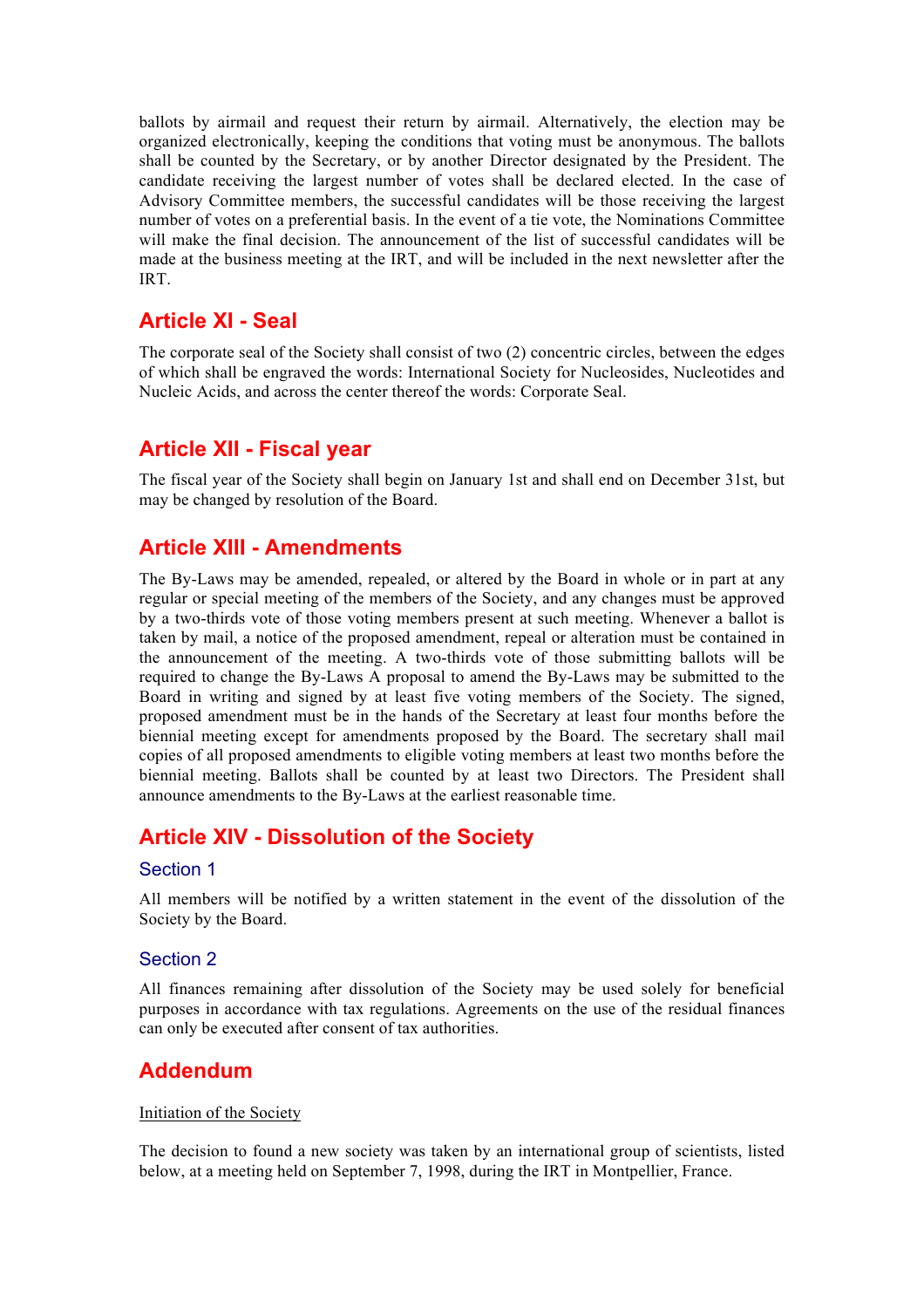ballots by airmail and request their return by airmail. Alternatively, the election may be organized electronically, keeping the conditions that voting must be anonymous. The ballots shall be counted by the Secretary, or by another Director designated by the President. The candidate receiving the largest number of votes shall be declared elected. In the case of Advisory Committee members, the successful candidates will be those receiving the largest number of votes on a preferential basis. In the event of a tie vote, the Nominations Committee will make the final decision. The announcement of the list of successful candidates will be made at the business meeting at the IRT, and will be included in the next newsletter after the IRT.

## Article XI - Seal

The corporate seal of the Society shall consist of two (2) concentric circles, between the edges of which shall be engraved the words: International Society for Nucleosides, Nucleotides and Nucleic Acids, and across the center thereof the words: Corporate Seal.

## Article XII - Fiscal year

The fiscal year of the Society shall begin on January 1st and shall end on December 31st, but may be changed by resolution of the Board.

## Article XIII - Amendments

The By-Laws may be amended, repealed, or altered by the Board in whole or in part at any regular or special meeting of the members of the Society, and any changes must be approved by a two-thirds vote of those voting members present at such meeting. Whenever a ballot is taken by mail, a notice of the proposed amendment, repeal or alteration must be contained in the announcement of the meeting. A two-thirds vote of those submitting ballots will be required to change the By-Laws A proposal to amend the By-Laws may be submitted to the Board in writing and signed by at least five voting members of the Society. The signed, proposed amendment must be in the hands of the Secretary at least four months before the biennial meeting except for amendments proposed by the Board. The secretary shall mail copies of all proposed amendments to eligible voting members at least two months before the biennial meeting. Ballots shall be counted by at least two Directors. The President shall announce amendments to the By-Laws at the earliest reasonable time.

## Article XIV - Dissolution of the Society

### Section 1

All members will be notified by a written statement in the event of the dissolution of the Society by the Board.

### Section 2

All finances remaining after dissolution of the Society may be used solely for beneficial purposes in accordance with tax regulations. Agreements on the use of the residual finances can only be executed after consent of tax authorities.

## Addendum

Initiation of the Society

The decision to found a new society was taken by an international group of scientists, listed below, at a meeting held on September 7, 1998, during the IRT in Montpellier, France.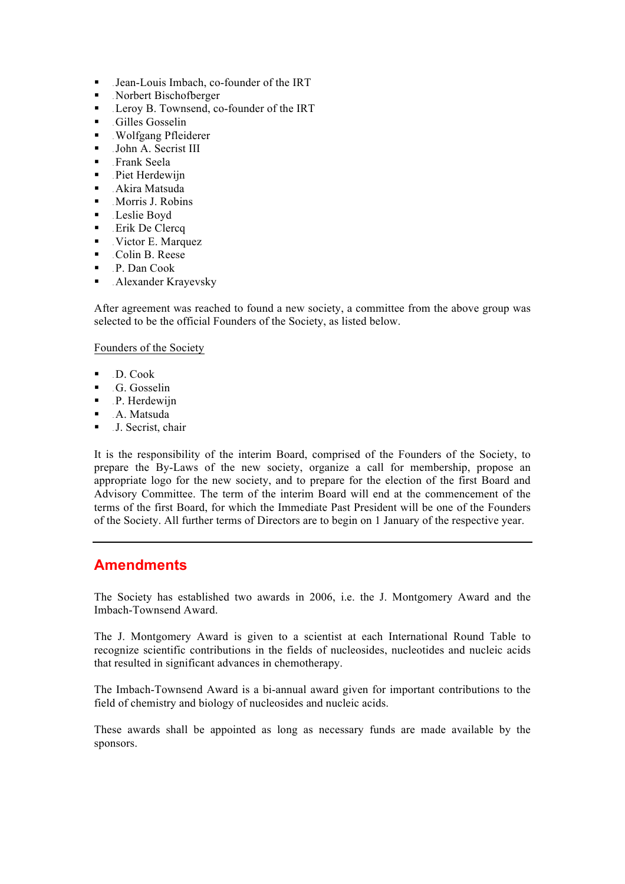- Jean-Louis Imbach, co-founder of the IRT
- Norbert Bischofberger
- Leroy B. Townsend, co-founder of the IRT
- Gilles Gosselin
- Wolfgang Pfleiderer
- John A. Secrist III
- Frank Seela
- Piet Herdewijn
- Akira Matsuda
- Morris J. Robins
- Leslie Boyd
- Erik De Clercq
- Victor E. Marquez
- Colin B. Reese
- P. Dan Cook
- Alexander Krayevsky

After agreement was reached to found a new society, a committee from the above group was selected to be the official Founders of the Society, as listed below.

Founders of the Society

- D. Cook
- G. Gosselin
- P. Herdewijn
- A. Matsuda
- J. Secrist, chair

It is the responsibility of the interim Board, comprised of the Founders of the Society, to prepare the By-Laws of the new society, organize a call for membership, propose an appropriate logo for the new society, and to prepare for the election of the first Board and Advisory Committee. The term of the interim Board will end at the commencement of the terms of the first Board, for which the Immediate Past President will be one of the Founders of the Society. All further terms of Directors are to begin on 1 January of the respective year.

---

## Amendments

The Society has established two awards in 2006, i.e. the J. Montgomery Award and the Imbach-Townsend Award.

The J. Montgomery Award is given to a scientist at each International Round Table to recognize scientific contributions in the fields of nucleosides, nucleotides and nucleic acids that resulted in significant advances in chemotherapy.

The Imbach-Townsend Award is a bi-annual award given for important contributions to the field of chemistry and biology of nucleosides and nucleic acids.

These awards shall be appointed as long as necessary funds are made available by the sponsors.